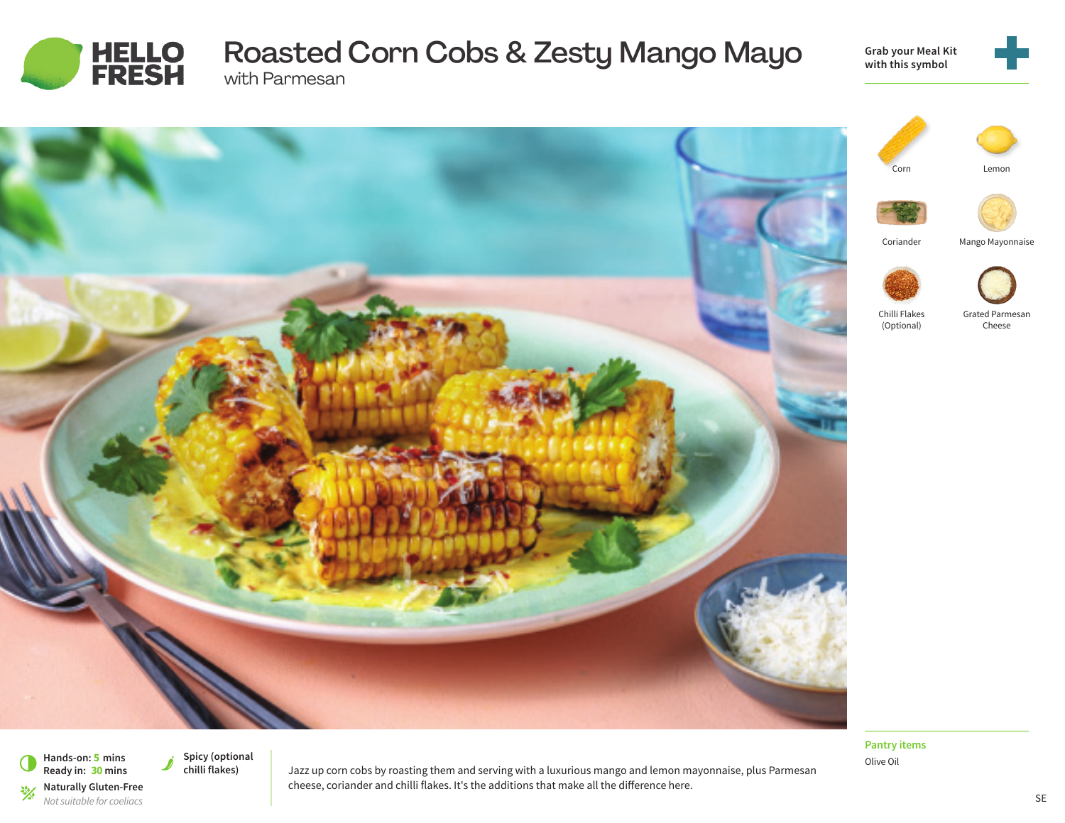# Roasted Corn Cobs & Zesty Mango Mayo

## with Parmesan

Grab your Meal Kit with this symbol

- Corn
- Lemon
- Coriander
- Mango Mayonnaise
- Chilli Flakes (Optional)
- Grated Parmesan Cheese

Hands-on: 5 mins
Ready in: 30 mins

Naturally Gluten-Free
*Not suitable for coeliacs*

Spicy (optional chilli flakes)

Jazz up corn cobs by roasting them and serving with a luxurious mango and lemon mayonnaise, plus Parmesan cheese, coriander and chilli flakes. It's the additions that make all the difference here.

**Pantry items**

Olive Oil

SE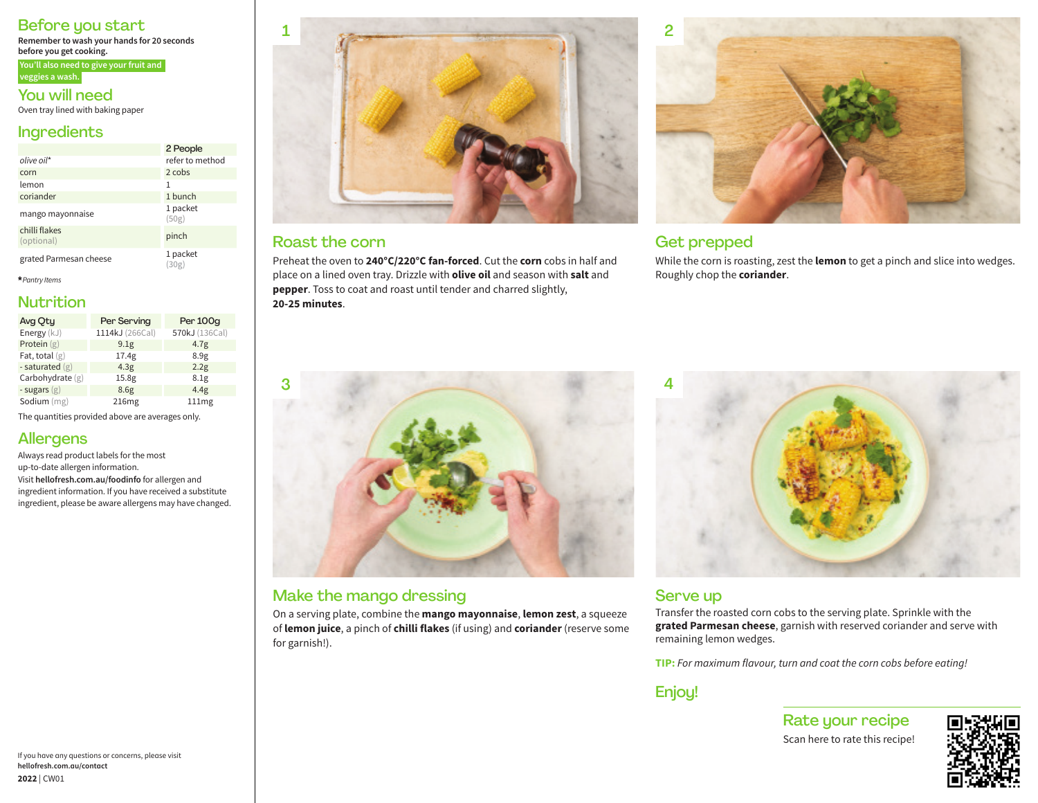## Before you start

**Remember to wash your hands for 20 seconds before you get cooking.**

**You'll also need to give your fruit and veggies a wash.**

## You will need

Oven tray lined with baking paper

## Ingredients

| | 2 People |
|---|---|
| *olive oil** | refer to method |
| corn | 2 cobs |
| lemon | 1 |
| coriander | 1 bunch |
| mango mayonnaise | 1 packet (50g) |
| chilli flakes (optional) | pinch |
| grated Parmesan cheese | 1 packet (30g) |

***Pantry Items**

## Nutrition

| Avg Qty | Per Serving | Per 100g |
|---|---|---|
| Energy (kJ) | 1114kJ (266Cal) | 570kJ (136Cal) |
| Protein (g) | 9.1g | 4.7g |
| Fat, total (g) | 17.4g | 8.9g |
| - saturated (g) | 4.3g | 2.2g |
| Carbohydrate (g) | 15.8g | 8.1g |
| - sugars (g) | 8.6g | 4.4g |
| Sodium (mg) | 216mg | 111mg |

The quantities provided above are averages only.

## Allergens

Always read product labels for the most up-to-date allergen information.
Visit **hellofresh.com.au/foodinfo** for allergen and ingredient information. If you have received a substitute ingredient, please be aware allergens may have changed.

If you have any questions or concerns, please visit **hellofresh.com.au/contact**

**2022** | CW01

## 1 Roast the corn

Preheat the oven to **240°C/220°C fan-forced**. Cut the **corn** cobs in half and place on a lined oven tray. Drizzle with **olive oil** and season with **salt** and **pepper**. Toss to coat and roast until tender and charred slightly, **20-25 minutes**.

## 2 Get prepped

While the corn is roasting, zest the **lemon** to get a pinch and slice into wedges. Roughly chop the **coriander**.

## 3 Make the mango dressing

On a serving plate, combine the **mango mayonnaise**, **lemon zest**, a squeeze of **lemon juice**, a pinch of **chilli flakes** (if using) and **coriander** (reserve some for garnish!).

## 4 Serve up

Transfer the roasted corn cobs to the serving plate. Sprinkle with the **grated Parmesan cheese**, garnish with reserved coriander and serve with remaining lemon wedges.

**TIP:** *For maximum flavour, turn and coat the corn cobs before eating!*

## Enjoy!

## Rate your recipe

Scan here to rate this recipe!